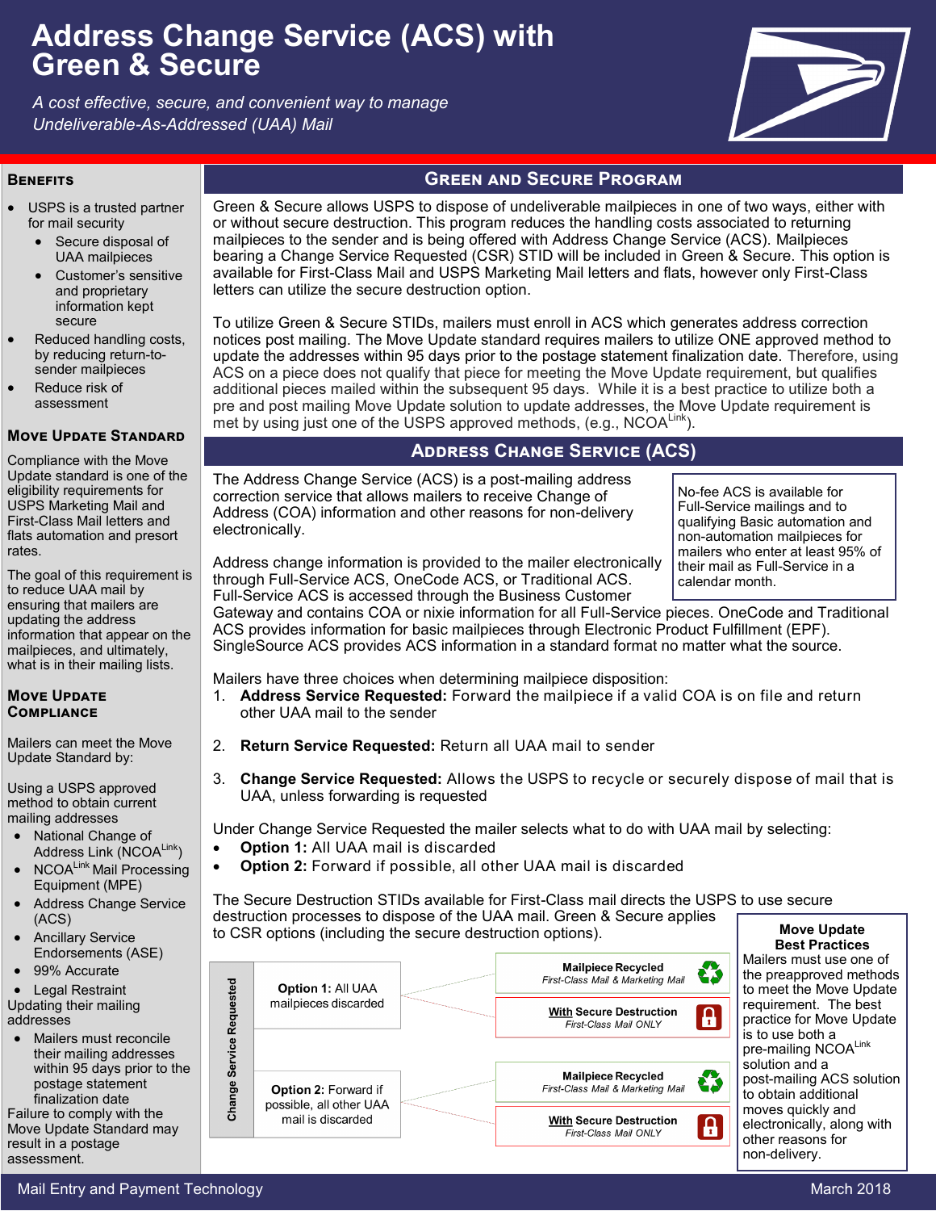# Address Change Service (ACS) with Green & Secure

*A cost effective, secure, and convenient way to manage Undeliverable-As-Addressed (UAA) Mail*

## Benefits

- USPS is a trusted partner for mail security
  - Secure disposal of UAA mailpieces
  - Customer's sensitive and proprietary information kept secure
- Reduced handling costs, by reducing return-to-sender mailpieces
- Reduce risk of assessment

## Move Update Standard

Compliance with the Move Update standard is one of the eligibility requirements for USPS Marketing Mail and First-Class Mail letters and flats automation and presort rates.

The goal of this requirement is to reduce UAA mail by ensuring that mailers are updating the address information that appear on the mailpieces, and ultimately, what is in their mailing lists.

## Move Update Compliance

Mailers can meet the Move Update Standard by:

Using a USPS approved method to obtain current mailing addresses

- National Change of Address Link (NCOA[Link])
- NCOA[Link] Mail Processing Equipment (MPE)
- Address Change Service (ACS)
- Ancillary Service Endorsements (ASE)
- 99% Accurate
- Legal Restraint

Updating their mailing addresses

- Mailers must reconcile their mailing addresses within 95 days prior to the postage statement finalization date

Failure to comply with the Move Update Standard may result in a postage assessment.

## Green and Secure Program

Green & Secure allows USPS to dispose of undeliverable mailpieces in one of two ways, either with or without secure destruction. This program reduces the handling costs associated to returning mailpieces to the sender and is being offered with Address Change Service (ACS). Mailpieces bearing a Change Service Requested (CSR) STID will be included in Green & Secure. This option is available for First-Class Mail and USPS Marketing Mail letters and flats, however only First-Class letters can utilize the secure destruction option.

To utilize Green & Secure STIDs, mailers must enroll in ACS which generates address correction notices post mailing. The Move Update standard requires mailers to utilize ONE approved method to update the addresses within 95 days prior to the postage statement finalization date. Therefore, using ACS on a piece does not qualify that piece for meeting the Move Update requirement, but qualifies additional pieces mailed within the subsequent 95 days. While it is a best practice to utilize both a pre and post mailing Move Update solution to update addresses, the Move Update requirement is met by using just one of the USPS approved methods, (e.g., NCOA[Link]).

## Address Change Service (ACS)

The Address Change Service (ACS) is a post-mailing address correction service that allows mailers to receive Change of Address (COA) information and other reasons for non-delivery electronically.

> No-fee ACS is available for Full-Service mailings and to qualifying Basic automation and non-automation mailpieces for mailers who enter at least 95% of their mail as Full-Service in a calendar month.

Address change information is provided to the mailer electronically through Full-Service ACS, OneCode ACS, or Traditional ACS. Full-Service ACS is accessed through the Business Customer Gateway and contains COA or nixie information for all Full-Service pieces. OneCode and Traditional ACS provides information for basic mailpieces through Electronic Product Fulfillment (EPF). SingleSource ACS provides ACS information in a standard format no matter what the source.

Mailers have three choices when determining mailpiece disposition:

1. **Address Service Requested:** Forward the mailpiece if a valid COA is on file and return other UAA mail to the sender
2. **Return Service Requested:** Return all UAA mail to sender
3. **Change Service Requested:** Allows the USPS to recycle or securely dispose of mail that is UAA, unless forwarding is requested

Under Change Service Requested the mailer selects what to do with UAA mail by selecting:

- **Option 1:** All UAA mail is discarded
- **Option 2:** Forward if possible, all other UAA mail is discarded

The Secure Destruction STIDs available for First-Class mail directs the USPS to use secure destruction processes to dispose of the UAA mail. Green & Secure applies to CSR options (including the secure destruction options).

| Change Service Requested | | |
|---|---|---|
| | **Option 1:** All UAA mailpieces discarded | **Mailpiece Recycled** *First-Class Mail & Marketing Mail* |
| | | **With Secure Destruction** *First-Class Mail ONLY* |
| | **Option 2:** Forward if possible, all other UAA mail is discarded | **Mailpiece Recycled** *First-Class Mail & Marketing Mail* |
| | | **With Secure Destruction** *First-Class Mail ONLY* |

> **Move Update Best Practices**
>
> Mailers must use one of the preapproved methods to meet the Move Update requirement. The best practice for Move Update is to use both a pre-mailing NCOA[Link] solution and a post-mailing ACS solution to obtain additional moves quickly and electronically, along with other reasons for non-delivery.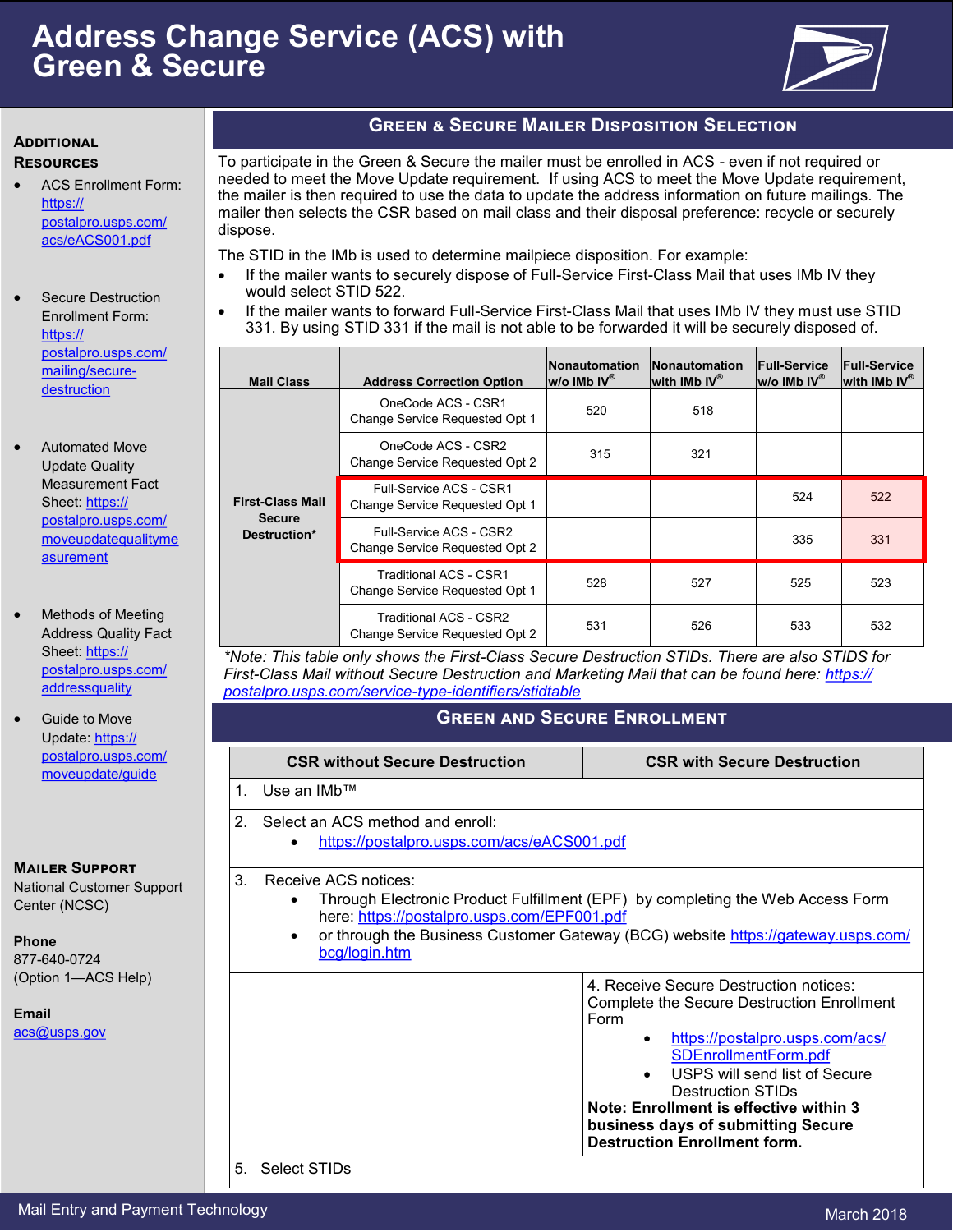# Address Change Service (ACS) with Green & Secure

## Green & Secure Mailer Disposition Selection

To participate in the Green & Secure the mailer must be enrolled in ACS - even if not required or needed to meet the Move Update requirement. If using ACS to meet the Move Update requirement, the mailer is then required to use the data to update the address information on future mailings. The mailer then selects the CSR based on mail class and their disposal preference: recycle or securely dispose.

The STID in the IMb is used to determine mailpiece disposition. For example:

- If the mailer wants to securely dispose of Full-Service First-Class Mail that uses IMb IV they would select STID 522.
- If the mailer wants to forward Full-Service First-Class Mail that uses IMb IV they must use STID 331. By using STID 331 if the mail is not able to be forwarded it will be securely disposed of.

| Mail Class | Address Correction Option | Nonautomation w/o IMb IV® | Nonautomation with IMb IV® | Full-Service w/o IMb IV® | Full-Service with IMb IV® |
|---|---|---|---|---|---|
| First-Class Mail Secure Destruction* | OneCode ACS - CSR1 Change Service Requested Opt 1 | 520 | 518 | | |
| | OneCode ACS - CSR2 Change Service Requested Opt 2 | 315 | 321 | | |
| | Full-Service ACS - CSR1 Change Service Requested Opt 1 | | | 524 | 522 |
| | Full-Service ACS - CSR2 Change Service Requested Opt 2 | | | 335 | 331 |
| | Traditional ACS - CSR1 Change Service Requested Opt 1 | 528 | 527 | 525 | 523 |
| | Traditional ACS - CSR2 Change Service Requested Opt 2 | 531 | 526 | 533 | 532 |

*\*Note: This table only shows the First-Class Secure Destruction STIDs. There are also STIDS for First-Class Mail without Secure Destruction and Marketing Mail that can be found here: https://postalpro.usps.com/service-type-identifiers/stidtable*

## Green and Secure Enrollment

| CSR without Secure Destruction | CSR with Secure Destruction |
|---|---|
| 1. Use an IMb™ | |
| 2. Select an ACS method and enroll:<br>• https://postalpro.usps.com/acs/eACS001.pdf | |
| 3. Receive ACS notices:<br>• Through Electronic Product Fulfillment (EPF) by completing the Web Access Form here: https://postalpro.usps.com/EPF001.pdf<br>• or through the Business Customer Gateway (BCG) website https://gateway.usps.com/bcg/login.htm | |
| | 4. Receive Secure Destruction notices: Complete the Secure Destruction Enrollment Form<br>• https://postalpro.usps.com/acs/SDEnrollmentForm.pdf<br>• USPS will send list of Secure Destruction STIDs<br>**Note: Enrollment is effective within 3 business days of submitting Secure Destruction Enrollment form.** |
| 5. Select STIDs | |

### Additional Resources

- ACS Enrollment Form: https://postalpro.usps.com/acs/eACS001.pdf
- Secure Destruction Enrollment Form: https://postalpro.usps.com/mailing/secure-destruction
- Automated Move Update Quality Measurement Fact Sheet: https://postalpro.usps.com/moveupdatequalitymeasurement
- Methods of Meeting Address Quality Fact Sheet: https://postalpro.usps.com/addressquality
- Guide to Move Update: https://postalpro.usps.com/moveupdate/guide

### Mailer Support

National Customer Support Center (NCSC)

**Phone**
877-640-0724
(Option 1—ACS Help)

**Email**
acs@usps.gov

Mail Entry and Payment Technology

March 2018